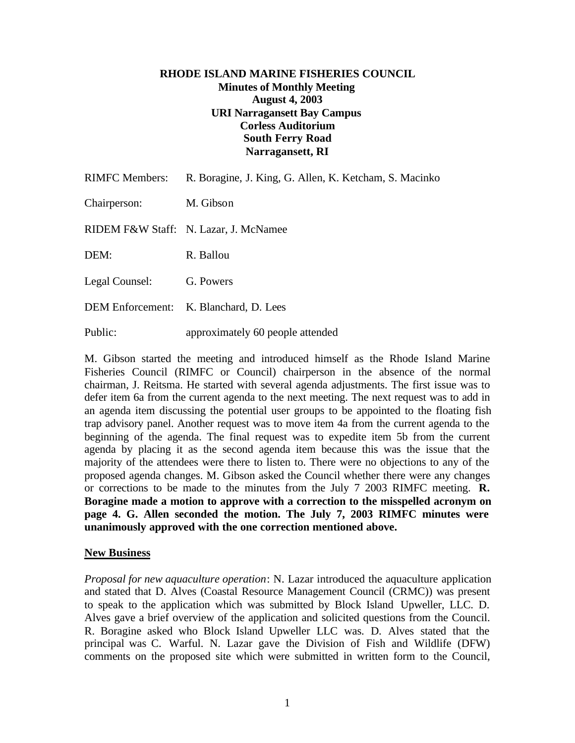# RHODE ISLAND MARINE FISHERIES COUNCIL

**Minutes of Monthly Meeting**
**August 4, 2003**
**URI Narragansett Bay Campus**
**Corless Auditorium**
**South Ferry Road**
**Narragansett, RI**

RIMFC Members: R. Boragine, J. King, G. Allen, K. Ketcham, S. Macinko

Chairperson: M. Gibson

RIDEM F&W Staff: N. Lazar, J. McNamee

DEM: R. Ballou

Legal Counsel: G. Powers

DEM Enforcement: K. Blanchard, D. Lees

Public: approximately 60 people attended

M. Gibson started the meeting and introduced himself as the Rhode Island Marine Fisheries Council (RIMFC or Council) chairperson in the absence of the normal chairman, J. Reitsma. He started with several agenda adjustments. The first issue was to defer item 6a from the current agenda to the next meeting. The next request was to add in an agenda item discussing the potential user groups to be appointed to the floating fish trap advisory panel. Another request was to move item 4a from the current agenda to the beginning of the agenda. The final request was to expedite item 5b from the current agenda by placing it as the second agenda item because this was the issue that the majority of the attendees were there to listen to. There were no objections to any of the proposed agenda changes. M. Gibson asked the Council whether there were any changes or corrections to be made to the minutes from the July 7 2003 RIMFC meeting. **R. Boragine made a motion to approve with a correction to the misspelled acronym on page 4. G. Allen seconded the motion. The July 7, 2003 RIMFC minutes were unanimously approved with the one correction mentioned above.**

## New Business

*Proposal for new aquaculture operation*: N. Lazar introduced the aquaculture application and stated that D. Alves (Coastal Resource Management Council (CRMC)) was present to speak to the application which was submitted by Block Island Upweller, LLC. D. Alves gave a brief overview of the application and solicited questions from the Council. R. Boragine asked who Block Island Upweller LLC was. D. Alves stated that the principal was C. Warful. N. Lazar gave the Division of Fish and Wildlife (DFW) comments on the proposed site which were submitted in written form to the Council,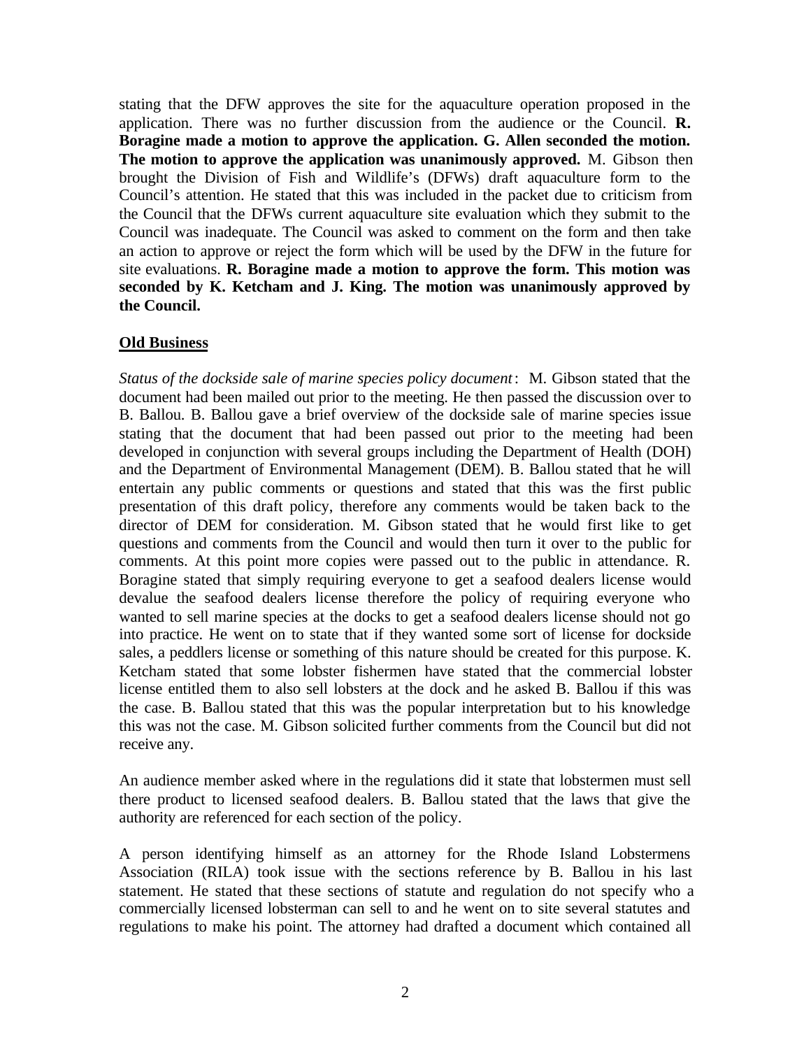stating that the DFW approves the site for the aquaculture operation proposed in the application. There was no further discussion from the audience or the Council. **R. Boragine made a motion to approve the application. G. Allen seconded the motion. The motion to approve the application was unanimously approved.** M. Gibson then brought the Division of Fish and Wildlife's (DFWs) draft aquaculture form to the Council's attention. He stated that this was included in the packet due to criticism from the Council that the DFWs current aquaculture site evaluation which they submit to the Council was inadequate. The Council was asked to comment on the form and then take an action to approve or reject the form which will be used by the DFW in the future for site evaluations. **R. Boragine made a motion to approve the form. This motion was seconded by K. Ketcham and J. King. The motion was unanimously approved by the Council.**

**Old Business**

*Status of the dockside sale of marine species policy document*: M. Gibson stated that the document had been mailed out prior to the meeting. He then passed the discussion over to B. Ballou. B. Ballou gave a brief overview of the dockside sale of marine species issue stating that the document that had been passed out prior to the meeting had been developed in conjunction with several groups including the Department of Health (DOH) and the Department of Environmental Management (DEM). B. Ballou stated that he will entertain any public comments or questions and stated that this was the first public presentation of this draft policy, therefore any comments would be taken back to the director of DEM for consideration. M. Gibson stated that he would first like to get questions and comments from the Council and would then turn it over to the public for comments. At this point more copies were passed out to the public in attendance. R. Boragine stated that simply requiring everyone to get a seafood dealers license would devalue the seafood dealers license therefore the policy of requiring everyone who wanted to sell marine species at the docks to get a seafood dealers license should not go into practice. He went on to state that if they wanted some sort of license for dockside sales, a peddlers license or something of this nature should be created for this purpose. K. Ketcham stated that some lobster fishermen have stated that the commercial lobster license entitled them to also sell lobsters at the dock and he asked B. Ballou if this was the case. B. Ballou stated that this was the popular interpretation but to his knowledge this was not the case. M. Gibson solicited further comments from the Council but did not receive any.

An audience member asked where in the regulations did it state that lobstermen must sell there product to licensed seafood dealers. B. Ballou stated that the laws that give the authority are referenced for each section of the policy.

A person identifying himself as an attorney for the Rhode Island Lobstermens Association (RILA) took issue with the sections reference by B. Ballou in his last statement. He stated that these sections of statute and regulation do not specify who a commercially licensed lobsterman can sell to and he went on to site several statutes and regulations to make his point. The attorney had drafted a document which contained all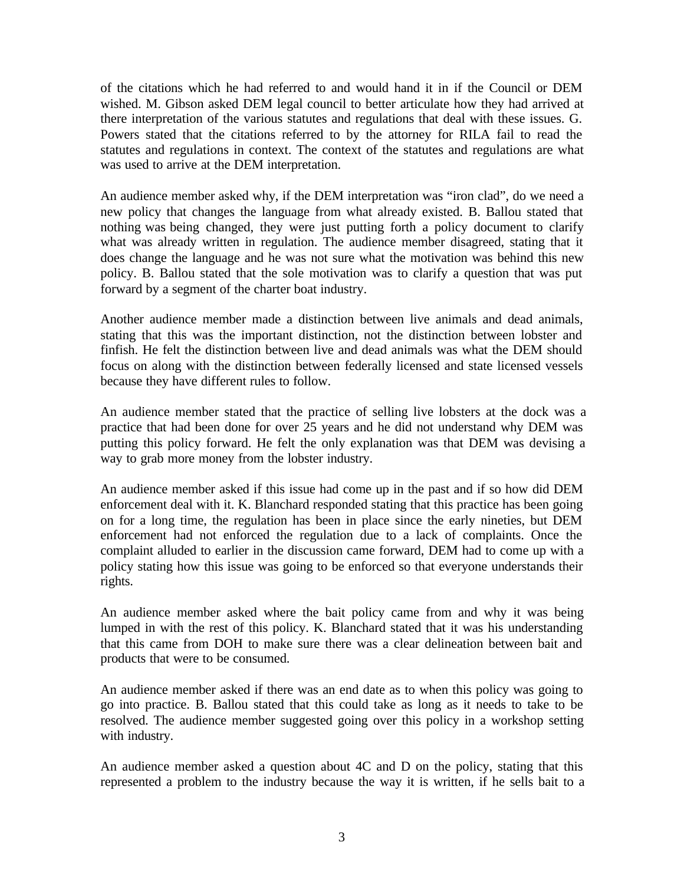of the citations which he had referred to and would hand it in if the Council or DEM wished. M. Gibson asked DEM legal council to better articulate how they had arrived at there interpretation of the various statutes and regulations that deal with these issues. G. Powers stated that the citations referred to by the attorney for RILA fail to read the statutes and regulations in context. The context of the statutes and regulations are what was used to arrive at the DEM interpretation.

An audience member asked why, if the DEM interpretation was "iron clad", do we need a new policy that changes the language from what already existed. B. Ballou stated that nothing was being changed, they were just putting forth a policy document to clarify what was already written in regulation. The audience member disagreed, stating that it does change the language and he was not sure what the motivation was behind this new policy. B. Ballou stated that the sole motivation was to clarify a question that was put forward by a segment of the charter boat industry.

Another audience member made a distinction between live animals and dead animals, stating that this was the important distinction, not the distinction between lobster and finfish. He felt the distinction between live and dead animals was what the DEM should focus on along with the distinction between federally licensed and state licensed vessels because they have different rules to follow.

An audience member stated that the practice of selling live lobsters at the dock was a practice that had been done for over 25 years and he did not understand why DEM was putting this policy forward. He felt the only explanation was that DEM was devising a way to grab more money from the lobster industry.

An audience member asked if this issue had come up in the past and if so how did DEM enforcement deal with it. K. Blanchard responded stating that this practice has been going on for a long time, the regulation has been in place since the early nineties, but DEM enforcement had not enforced the regulation due to a lack of complaints. Once the complaint alluded to earlier in the discussion came forward, DEM had to come up with a policy stating how this issue was going to be enforced so that everyone understands their rights.

An audience member asked where the bait policy came from and why it was being lumped in with the rest of this policy. K. Blanchard stated that it was his understanding that this came from DOH to make sure there was a clear delineation between bait and products that were to be consumed.

An audience member asked if there was an end date as to when this policy was going to go into practice. B. Ballou stated that this could take as long as it needs to take to be resolved. The audience member suggested going over this policy in a workshop setting with industry.

An audience member asked a question about 4C and D on the policy, stating that this represented a problem to the industry because the way it is written, if he sells bait to a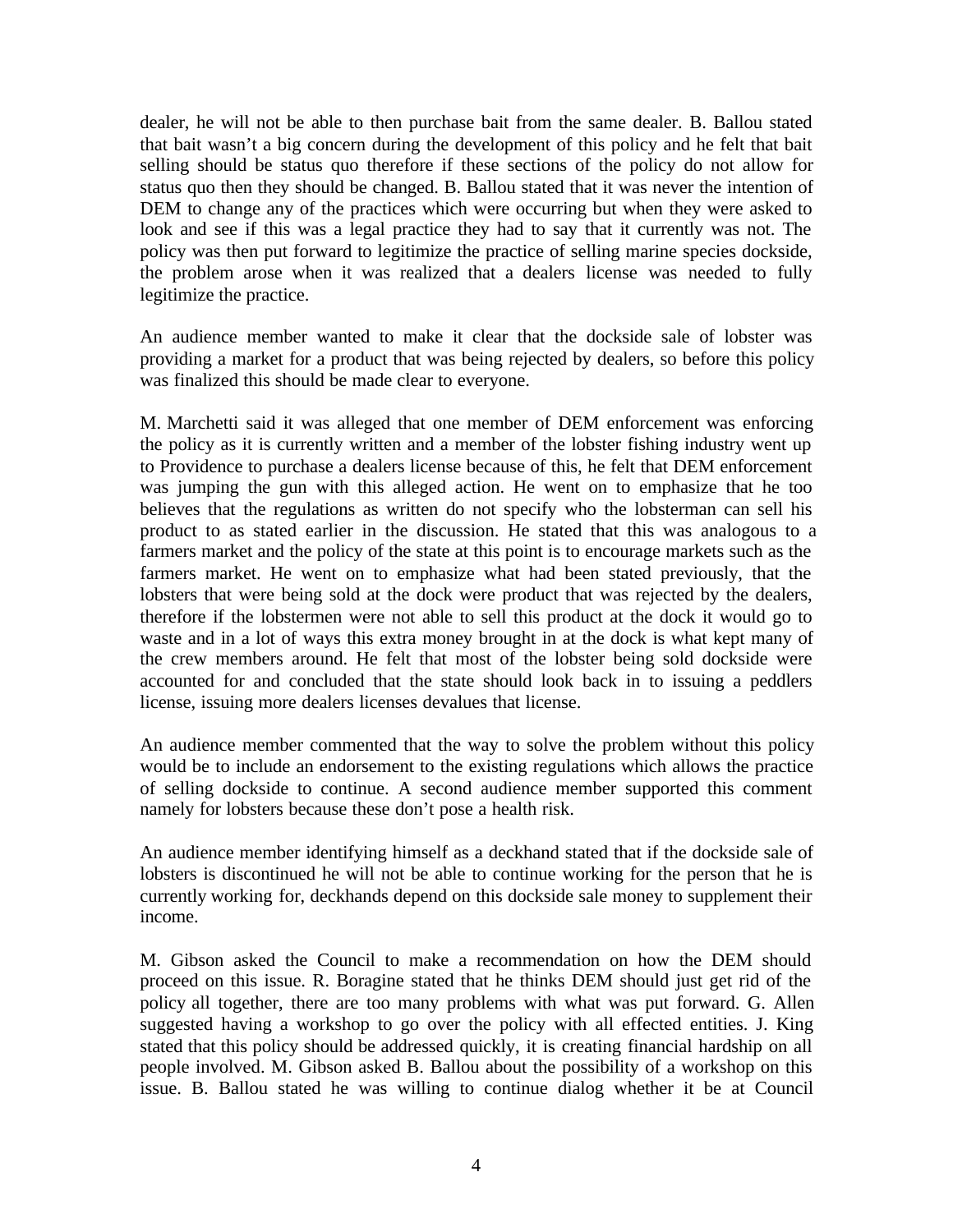dealer, he will not be able to then purchase bait from the same dealer. B. Ballou stated that bait wasn't a big concern during the development of this policy and he felt that bait selling should be status quo therefore if these sections of the policy do not allow for status quo then they should be changed. B. Ballou stated that it was never the intention of DEM to change any of the practices which were occurring but when they were asked to look and see if this was a legal practice they had to say that it currently was not. The policy was then put forward to legitimize the practice of selling marine species dockside, the problem arose when it was realized that a dealers license was needed to fully legitimize the practice.

An audience member wanted to make it clear that the dockside sale of lobster was providing a market for a product that was being rejected by dealers, so before this policy was finalized this should be made clear to everyone.

M. Marchetti said it was alleged that one member of DEM enforcement was enforcing the policy as it is currently written and a member of the lobster fishing industry went up to Providence to purchase a dealers license because of this, he felt that DEM enforcement was jumping the gun with this alleged action. He went on to emphasize that he too believes that the regulations as written do not specify who the lobsterman can sell his product to as stated earlier in the discussion. He stated that this was analogous to a farmers market and the policy of the state at this point is to encourage markets such as the farmers market. He went on to emphasize what had been stated previously, that the lobsters that were being sold at the dock were product that was rejected by the dealers, therefore if the lobstermen were not able to sell this product at the dock it would go to waste and in a lot of ways this extra money brought in at the dock is what kept many of the crew members around. He felt that most of the lobster being sold dockside were accounted for and concluded that the state should look back in to issuing a peddlers license, issuing more dealers licenses devalues that license.

An audience member commented that the way to solve the problem without this policy would be to include an endorsement to the existing regulations which allows the practice of selling dockside to continue. A second audience member supported this comment namely for lobsters because these don't pose a health risk.

An audience member identifying himself as a deckhand stated that if the dockside sale of lobsters is discontinued he will not be able to continue working for the person that he is currently working for, deckhands depend on this dockside sale money to supplement their income.

M. Gibson asked the Council to make a recommendation on how the DEM should proceed on this issue. R. Boragine stated that he thinks DEM should just get rid of the policy all together, there are too many problems with what was put forward. G. Allen suggested having a workshop to go over the policy with all effected entities. J. King stated that this policy should be addressed quickly, it is creating financial hardship on all people involved. M. Gibson asked B. Ballou about the possibility of a workshop on this issue. B. Ballou stated he was willing to continue dialog whether it be at Council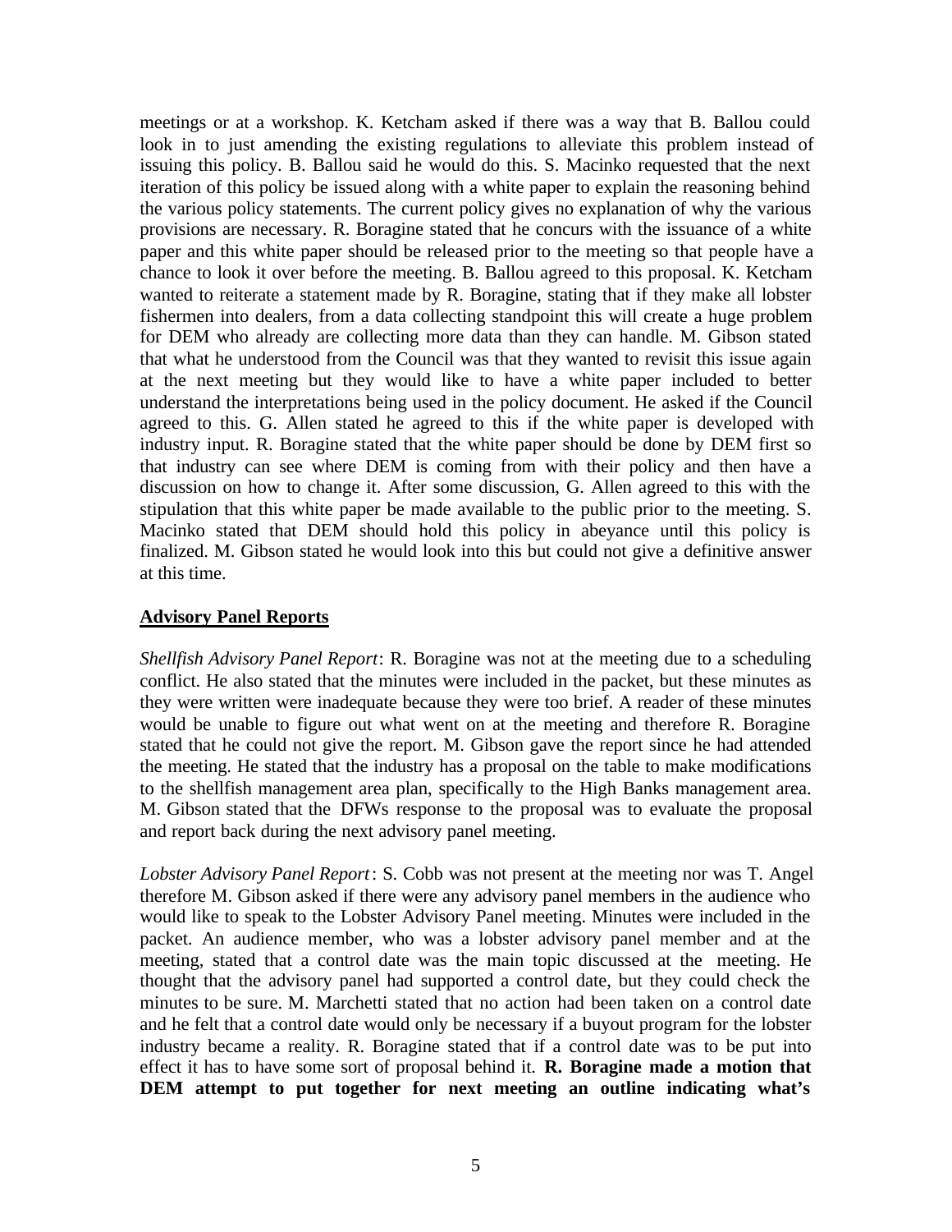meetings or at a workshop. K. Ketcham asked if there was a way that B. Ballou could look in to just amending the existing regulations to alleviate this problem instead of issuing this policy. B. Ballou said he would do this. S. Macinko requested that the next iteration of this policy be issued along with a white paper to explain the reasoning behind the various policy statements. The current policy gives no explanation of why the various provisions are necessary. R. Boragine stated that he concurs with the issuance of a white paper and this white paper should be released prior to the meeting so that people have a chance to look it over before the meeting. B. Ballou agreed to this proposal. K. Ketcham wanted to reiterate a statement made by R. Boragine, stating that if they make all lobster fishermen into dealers, from a data collecting standpoint this will create a huge problem for DEM who already are collecting more data than they can handle. M. Gibson stated that what he understood from the Council was that they wanted to revisit this issue again at the next meeting but they would like to have a white paper included to better understand the interpretations being used in the policy document. He asked if the Council agreed to this. G. Allen stated he agreed to this if the white paper is developed with industry input. R. Boragine stated that the white paper should be done by DEM first so that industry can see where DEM is coming from with their policy and then have a discussion on how to change it. After some discussion, G. Allen agreed to this with the stipulation that this white paper be made available to the public prior to the meeting. S. Macinko stated that DEM should hold this policy in abeyance until this policy is finalized. M. Gibson stated he would look into this but could not give a definitive answer at this time.

## Advisory Panel Reports

*Shellfish Advisory Panel Report*: R. Boragine was not at the meeting due to a scheduling conflict. He also stated that the minutes were included in the packet, but these minutes as they were written were inadequate because they were too brief. A reader of these minutes would be unable to figure out what went on at the meeting and therefore R. Boragine stated that he could not give the report. M. Gibson gave the report since he had attended the meeting. He stated that the industry has a proposal on the table to make modifications to the shellfish management area plan, specifically to the High Banks management area. M. Gibson stated that the DFWs response to the proposal was to evaluate the proposal and report back during the next advisory panel meeting.

*Lobster Advisory Panel Report*: S. Cobb was not present at the meeting nor was T. Angel therefore M. Gibson asked if there were any advisory panel members in the audience who would like to speak to the Lobster Advisory Panel meeting. Minutes were included in the packet. An audience member, who was a lobster advisory panel member and at the meeting, stated that a control date was the main topic discussed at the meeting. He thought that the advisory panel had supported a control date, but they could check the minutes to be sure. M. Marchetti stated that no action had been taken on a control date and he felt that a control date would only be necessary if a buyout program for the lobster industry became a reality. R. Boragine stated that if a control date was to be put into effect it has to have some sort of proposal behind it. **R. Boragine made a motion that DEM attempt to put together for next meeting an outline indicating what's**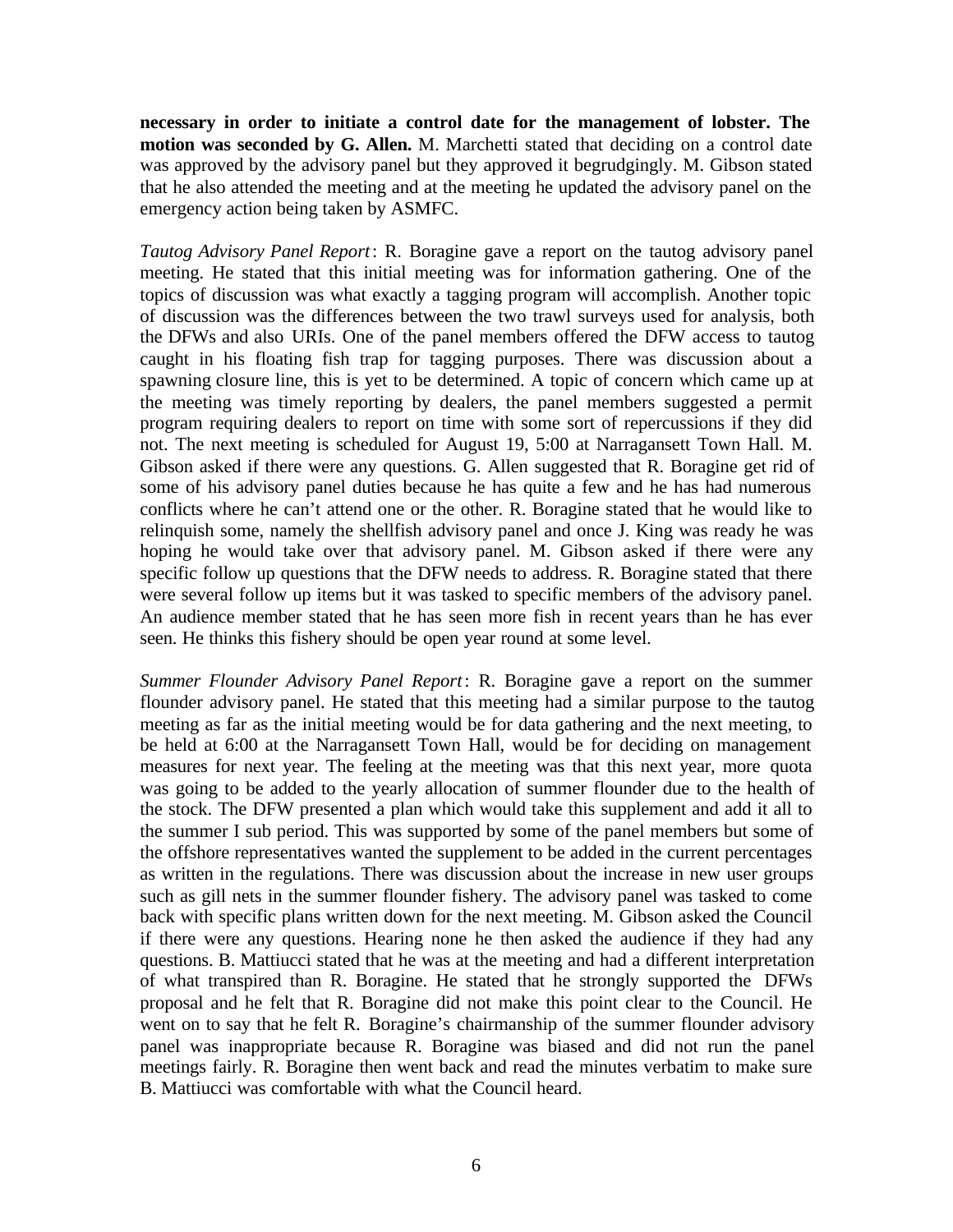**necessary in order to initiate a control date for the management of lobster. The motion was seconded by G. Allen.** M. Marchetti stated that deciding on a control date was approved by the advisory panel but they approved it begrudgingly. M. Gibson stated that he also attended the meeting and at the meeting he updated the advisory panel on the emergency action being taken by ASMFC.

*Tautog Advisory Panel Report*: R. Boragine gave a report on the tautog advisory panel meeting. He stated that this initial meeting was for information gathering. One of the topics of discussion was what exactly a tagging program will accomplish. Another topic of discussion was the differences between the two trawl surveys used for analysis, both the DFWs and also URIs. One of the panel members offered the DFW access to tautog caught in his floating fish trap for tagging purposes. There was discussion about a spawning closure line, this is yet to be determined. A topic of concern which came up at the meeting was timely reporting by dealers, the panel members suggested a permit program requiring dealers to report on time with some sort of repercussions if they did not. The next meeting is scheduled for August 19, 5:00 at Narragansett Town Hall. M. Gibson asked if there were any questions. G. Allen suggested that R. Boragine get rid of some of his advisory panel duties because he has quite a few and he has had numerous conflicts where he can't attend one or the other. R. Boragine stated that he would like to relinquish some, namely the shellfish advisory panel and once J. King was ready he was hoping he would take over that advisory panel. M. Gibson asked if there were any specific follow up questions that the DFW needs to address. R. Boragine stated that there were several follow up items but it was tasked to specific members of the advisory panel. An audience member stated that he has seen more fish in recent years than he has ever seen. He thinks this fishery should be open year round at some level.

*Summer Flounder Advisory Panel Report*: R. Boragine gave a report on the summer flounder advisory panel. He stated that this meeting had a similar purpose to the tautog meeting as far as the initial meeting would be for data gathering and the next meeting, to be held at 6:00 at the Narragansett Town Hall, would be for deciding on management measures for next year. The feeling at the meeting was that this next year, more quota was going to be added to the yearly allocation of summer flounder due to the health of the stock. The DFW presented a plan which would take this supplement and add it all to the summer I sub period. This was supported by some of the panel members but some of the offshore representatives wanted the supplement to be added in the current percentages as written in the regulations. There was discussion about the increase in new user groups such as gill nets in the summer flounder fishery. The advisory panel was tasked to come back with specific plans written down for the next meeting. M. Gibson asked the Council if there were any questions. Hearing none he then asked the audience if they had any questions. B. Mattiucci stated that he was at the meeting and had a different interpretation of what transpired than R. Boragine. He stated that he strongly supported the DFWs proposal and he felt that R. Boragine did not make this point clear to the Council. He went on to say that he felt R. Boragine's chairmanship of the summer flounder advisory panel was inappropriate because R. Boragine was biased and did not run the panel meetings fairly. R. Boragine then went back and read the minutes verbatim to make sure B. Mattiucci was comfortable with what the Council heard.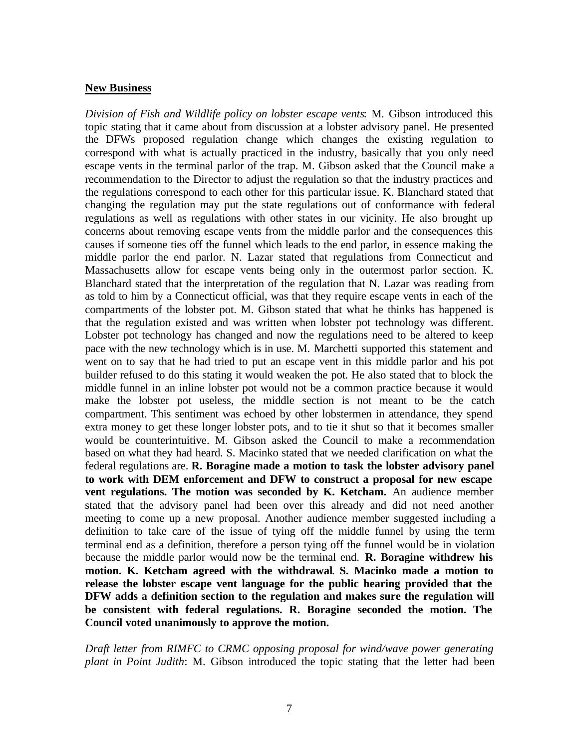**New Business**

*Division of Fish and Wildlife policy on lobster escape vents*: M. Gibson introduced this topic stating that it came about from discussion at a lobster advisory panel. He presented the DFWs proposed regulation change which changes the existing regulation to correspond with what is actually practiced in the industry, basically that you only need escape vents in the terminal parlor of the trap. M. Gibson asked that the Council make a recommendation to the Director to adjust the regulation so that the industry practices and the regulations correspond to each other for this particular issue. K. Blanchard stated that changing the regulation may put the state regulations out of conformance with federal regulations as well as regulations with other states in our vicinity. He also brought up concerns about removing escape vents from the middle parlor and the consequences this causes if someone ties off the funnel which leads to the end parlor, in essence making the middle parlor the end parlor. N. Lazar stated that regulations from Connecticut and Massachusetts allow for escape vents being only in the outermost parlor section. K. Blanchard stated that the interpretation of the regulation that N. Lazar was reading from as told to him by a Connecticut official, was that they require escape vents in each of the compartments of the lobster pot. M. Gibson stated that what he thinks has happened is that the regulation existed and was written when lobster pot technology was different. Lobster pot technology has changed and now the regulations need to be altered to keep pace with the new technology which is in use. M. Marchetti supported this statement and went on to say that he had tried to put an escape vent in this middle parlor and his pot builder refused to do this stating it would weaken the pot. He also stated that to block the middle funnel in an inline lobster pot would not be a common practice because it would make the lobster pot useless, the middle section is not meant to be the catch compartment. This sentiment was echoed by other lobstermen in attendance, they spend extra money to get these longer lobster pots, and to tie it shut so that it becomes smaller would be counterintuitive. M. Gibson asked the Council to make a recommendation based on what they had heard. S. Macinko stated that we needed clarification on what the federal regulations are. **R. Boragine made a motion to task the lobster advisory panel to work with DEM enforcement and DFW to construct a proposal for new escape vent regulations. The motion was seconded by K. Ketcham.** An audience member stated that the advisory panel had been over this already and did not need another meeting to come up a new proposal. Another audience member suggested including a definition to take care of the issue of tying off the middle funnel by using the term terminal end as a definition, therefore a person tying off the funnel would be in violation because the middle parlor would now be the terminal end. **R. Boragine withdrew his motion. K. Ketcham agreed with the withdrawal. S. Macinko made a motion to release the lobster escape vent language for the public hearing provided that the DFW adds a definition section to the regulation and makes sure the regulation will be consistent with federal regulations. R. Boragine seconded the motion. The Council voted unanimously to approve the motion.**

*Draft letter from RIMFC to CRMC opposing proposal for wind/wave power generating plant in Point Judith*: M. Gibson introduced the topic stating that the letter had been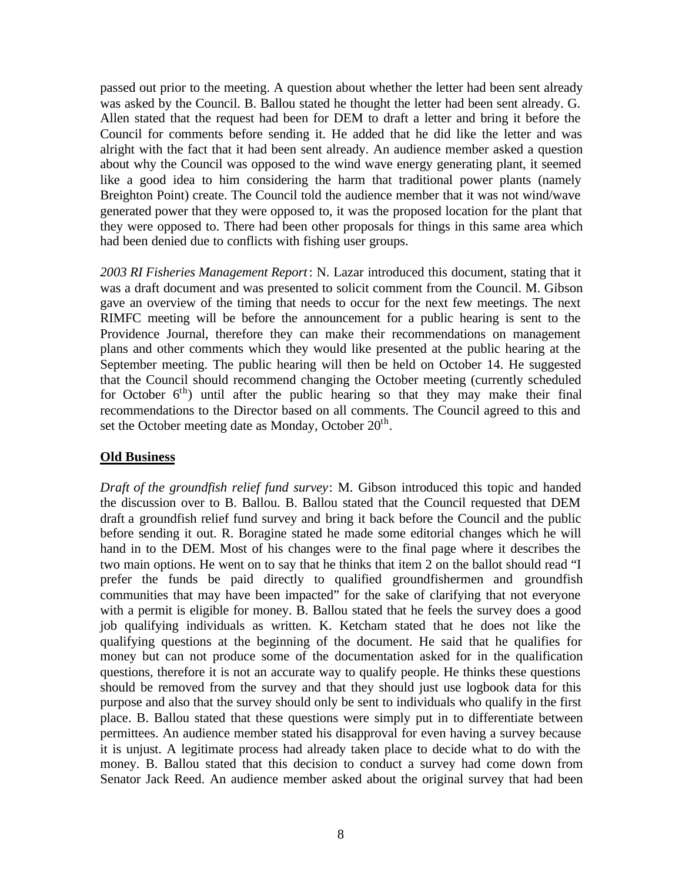passed out prior to the meeting. A question about whether the letter had been sent already was asked by the Council. B. Ballou stated he thought the letter had been sent already. G. Allen stated that the request had been for DEM to draft a letter and bring it before the Council for comments before sending it. He added that he did like the letter and was alright with the fact that it had been sent already. An audience member asked a question about why the Council was opposed to the wind wave energy generating plant, it seemed like a good idea to him considering the harm that traditional power plants (namely Breighton Point) create. The Council told the audience member that it was not wind/wave generated power that they were opposed to, it was the proposed location for the plant that they were opposed to. There had been other proposals for things in this same area which had been denied due to conflicts with fishing user groups.

*2003 RI Fisheries Management Report*: N. Lazar introduced this document, stating that it was a draft document and was presented to solicit comment from the Council. M. Gibson gave an overview of the timing that needs to occur for the next few meetings. The next RIMFC meeting will be before the announcement for a public hearing is sent to the Providence Journal, therefore they can make their recommendations on management plans and other comments which they would like presented at the public hearing at the September meeting. The public hearing will then be held on October 14. He suggested that the Council should recommend changing the October meeting (currently scheduled for October 6th) until after the public hearing so that they may make their final recommendations to the Director based on all comments. The Council agreed to this and set the October meeting date as Monday, October 20th.

**Old Business**

*Draft of the groundfish relief fund survey*: M. Gibson introduced this topic and handed the discussion over to B. Ballou. B. Ballou stated that the Council requested that DEM draft a groundfish relief fund survey and bring it back before the Council and the public before sending it out. R. Boragine stated he made some editorial changes which he will hand in to the DEM. Most of his changes were to the final page where it describes the two main options. He went on to say that he thinks that item 2 on the ballot should read "I prefer the funds be paid directly to qualified groundfishermen and groundfish communities that may have been impacted" for the sake of clarifying that not everyone with a permit is eligible for money. B. Ballou stated that he feels the survey does a good job qualifying individuals as written. K. Ketcham stated that he does not like the qualifying questions at the beginning of the document. He said that he qualifies for money but can not produce some of the documentation asked for in the qualification questions, therefore it is not an accurate way to qualify people. He thinks these questions should be removed from the survey and that they should just use logbook data for this purpose and also that the survey should only be sent to individuals who qualify in the first place. B. Ballou stated that these questions were simply put in to differentiate between permittees. An audience member stated his disapproval for even having a survey because it is unjust. A legitimate process had already taken place to decide what to do with the money. B. Ballou stated that this decision to conduct a survey had come down from Senator Jack Reed. An audience member asked about the original survey that had been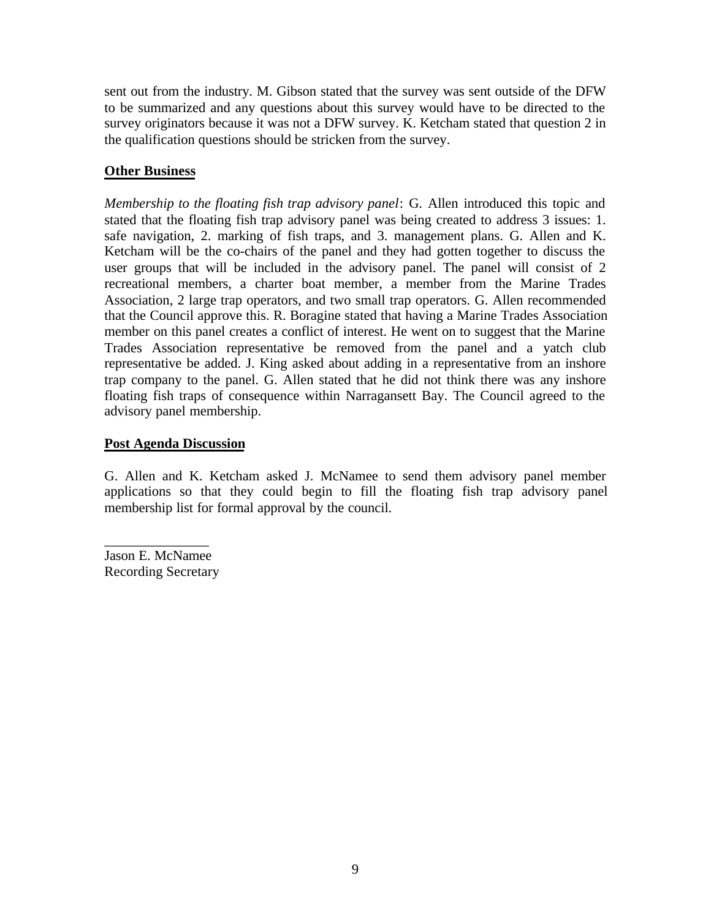sent out from the industry. M. Gibson stated that the survey was sent outside of the DFW to be summarized and any questions about this survey would have to be directed to the survey originators because it was not a DFW survey. K. Ketcham stated that question 2 in the qualification questions should be stricken from the survey.

## Other Business

*Membership to the floating fish trap advisory panel*: G. Allen introduced this topic and stated that the floating fish trap advisory panel was being created to address 3 issues: 1. safe navigation, 2. marking of fish traps, and 3. management plans. G. Allen and K. Ketcham will be the co-chairs of the panel and they had gotten together to discuss the user groups that will be included in the advisory panel. The panel will consist of 2 recreational members, a charter boat member, a member from the Marine Trades Association, 2 large trap operators, and two small trap operators. G. Allen recommended that the Council approve this. R. Boragine stated that having a Marine Trades Association member on this panel creates a conflict of interest. He went on to suggest that the Marine Trades Association representative be removed from the panel and a yatch club representative be added. J. King asked about adding in a representative from an inshore trap company to the panel. G. Allen stated that he did not think there was any inshore floating fish traps of consequence within Narragansett Bay. The Council agreed to the advisory panel membership.

## Post Agenda Discussion

G. Allen and K. Ketcham asked J. McNamee to send them advisory panel member applications so that they could begin to fill the floating fish trap advisory panel membership list for formal approval by the council.

_______________
Jason E. McNamee
Recording Secretary